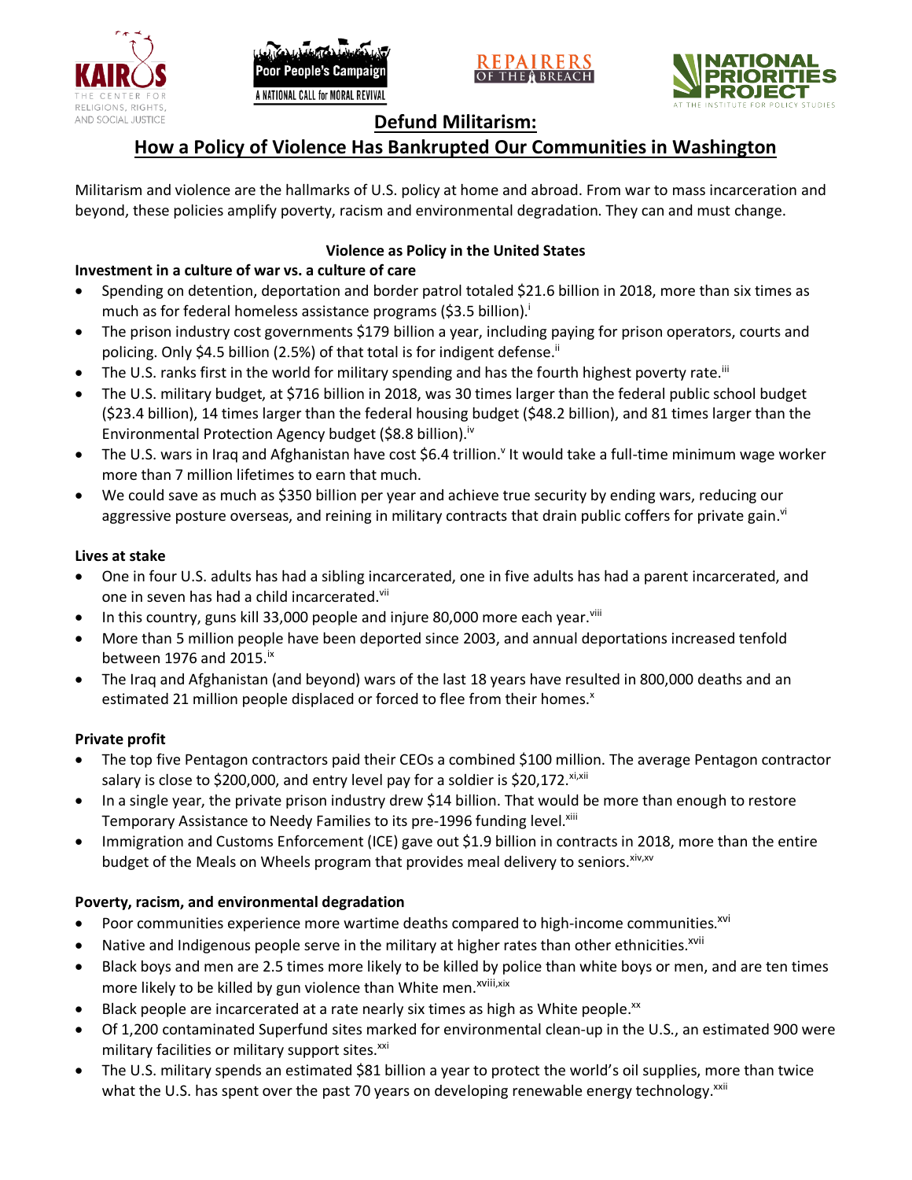# Defund Militarism:

## How a Policy of Violence Has Bankrupted Our Communities in Washington

Militarism and violence are the hallmarks of U.S. policy at home and abroad. From war to mass incarceration and beyond, these policies amplify poverty, racism and environmental degradation. They can and must change.

### Violence as Policy in the United States

**Investment in a culture of war vs. a culture of care**

- Spending on detention, deportation and border patrol totaled $21.6 billion in 2018, more than six times as much as for federal homeless assistance programs ($3.5 billion).[i]
- The prison industry cost governments $179 billion a year, including paying for prison operators, courts and policing. Only $4.5 billion (2.5%) of that total is for indigent defense.[ii]
- The U.S. ranks first in the world for military spending and has the fourth highest poverty rate.[iii]
- The U.S. military budget, at $716 billion in 2018, was 30 times larger than the federal public school budget ($23.4 billion), 14 times larger than the federal housing budget ($48.2 billion), and 81 times larger than the Environmental Protection Agency budget ($8.8 billion).[iv]
- The U.S. wars in Iraq and Afghanistan have cost $6.4 trillion.[v] It would take a full-time minimum wage worker more than 7 million lifetimes to earn that much.
- We could save as much as $350 billion per year and achieve true security by ending wars, reducing our aggressive posture overseas, and reining in military contracts that drain public coffers for private gain.[vi]

**Lives at stake**

- One in four U.S. adults has had a sibling incarcerated, one in five adults has had a parent incarcerated, and one in seven has had a child incarcerated.[vii]
- In this country, guns kill 33,000 people and injure 80,000 more each year.[viii]
- More than 5 million people have been deported since 2003, and annual deportations increased tenfold between 1976 and 2015.[ix]
- The Iraq and Afghanistan (and beyond) wars of the last 18 years have resulted in 800,000 deaths and an estimated 21 million people displaced or forced to flee from their homes.[x]

**Private profit**

- The top five Pentagon contractors paid their CEOs a combined $100 million. The average Pentagon contractor salary is close to $200,000, and entry level pay for a soldier is $20,172.[xi,xii]
- In a single year, the private prison industry drew $14 billion. That would be more than enough to restore Temporary Assistance to Needy Families to its pre-1996 funding level.[xiii]
- Immigration and Customs Enforcement (ICE) gave out $1.9 billion in contracts in 2018, more than the entire budget of the Meals on Wheels program that provides meal delivery to seniors.[xiv,xv]

**Poverty, racism, and environmental degradation**

- Poor communities experience more wartime deaths compared to high-income communities.[xvi]
- Native and Indigenous people serve in the military at higher rates than other ethnicities.[xvii]
- Black boys and men are 2.5 times more likely to be killed by police than white boys or men, and are ten times more likely to be killed by gun violence than White men.[xviii,xix]
- Black people are incarcerated at a rate nearly six times as high as White people.[xx]
- Of 1,200 contaminated Superfund sites marked for environmental clean-up in the U.S., an estimated 900 were military facilities or military support sites.[xxi]
- The U.S. military spends an estimated $81 billion a year to protect the world's oil supplies, more than twice what the U.S. has spent over the past 70 years on developing renewable energy technology.[xxii]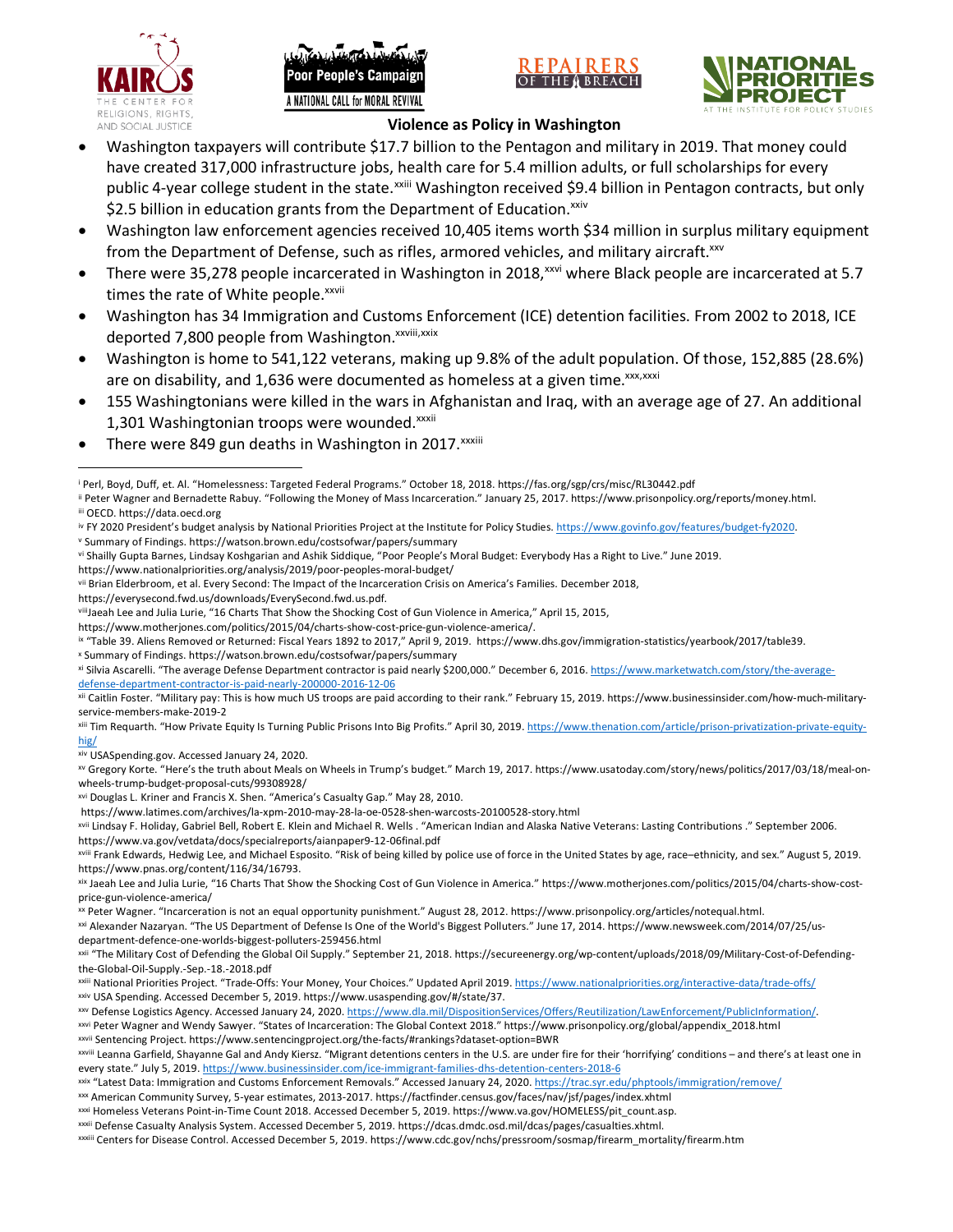## Violence as Policy in Washington

- Washington taxpayers will contribute $17.7 billion to the Pentagon and military in 2019. That money could have created 317,000 infrastructure jobs, health care for 5.4 million adults, or full scholarships for every public 4-year college student in the state.[xxiii] Washington received $9.4 billion in Pentagon contracts, but only $2.5 billion in education grants from the Department of Education.[xxiv]
- Washington law enforcement agencies received 10,405 items worth $34 million in surplus military equipment from the Department of Defense, such as rifles, armored vehicles, and military aircraft.[xxv]
- There were 35,278 people incarcerated in Washington in 2018,[xxvi] where Black people are incarcerated at 5.7 times the rate of White people.[xxvii]
- Washington has 34 Immigration and Customs Enforcement (ICE) detention facilities. From 2002 to 2018, ICE deported 7,800 people from Washington.[xxviii,xxix]
- Washington is home to 541,122 veterans, making up 9.8% of the adult population. Of those, 152,885 (28.6%) are on disability, and 1,636 were documented as homeless at a given time.[xxx,xxxi]
- 155 Washingtonians were killed in the wars in Afghanistan and Iraq, with an average age of 27. An additional 1,301 Washingtonian troops were wounded.[xxxii]
- There were 849 gun deaths in Washington in 2017.[xxxiii]

---

[i] Perl, Boyd, Duff, et. Al. "Homelessness: Targeted Federal Programs." October 18, 2018. https://fas.org/sgp/crs/misc/RL30442.pdf

[ii] Peter Wagner and Bernadette Rabuy. "Following the Money of Mass Incarceration." January 25, 2017. https://www.prisonpolicy.org/reports/money.html.

[iii] OECD. https://data.oecd.org

[iv] FY 2020 President's budget analysis by National Priorities Project at the Institute for Policy Studies. https://www.govinfo.gov/features/budget-fy2020.

[v] Summary of Findings. https://watson.brown.edu/costsofwar/papers/summary

[vi] Shailly Gupta Barnes, Lindsay Koshgarian and Ashik Siddique, "Poor People's Moral Budget: Everybody Has a Right to Live." June 2019. https://www.nationalpriorities.org/analysis/2019/poor-peoples-moral-budget/

[vii] Brian Elderbroom, et al. Every Second: The Impact of the Incarceration Crisis on America's Families. December 2018, https://everysecond.fwd.us/downloads/EverySecond.fwd.us.pdf.

[viii] Jaeah Lee and Julia Lurie, "16 Charts That Show the Shocking Cost of Gun Violence in America," April 15, 2015, https://www.motherjones.com/politics/2015/04/charts-show-cost-price-gun-violence-america/.

[ix] "Table 39. Aliens Removed or Returned: Fiscal Years 1892 to 2017," April 9, 2019. https://www.dhs.gov/immigration-statistics/yearbook/2017/table39.

[x] Summary of Findings. https://watson.brown.edu/costsofwar/papers/summary

[xi] Silvia Ascarelli. "The average Defense Department contractor is paid nearly $200,000." December 6, 2016. https://www.marketwatch.com/story/the-average-defense-department-contractor-is-paid-nearly-200000-2016-12-06

[xii] Caitlin Foster. "Military pay: This is how much US troops are paid according to their rank." February 15, 2019. https://www.businessinsider.com/how-much-military-service-members-make-2019-2

[xiii] Tim Requarth. "How Private Equity Is Turning Public Prisons Into Big Profits." April 30, 2019. https://www.thenation.com/article/prison-privatization-private-equity-hig/

[xiv] USASpending.gov. Accessed January 24, 2020.

[xv] Gregory Korte. "Here's the truth about Meals on Wheels in Trump's budget." March 19, 2017. https://www.usatoday.com/story/news/politics/2017/03/18/meal-on-wheels-trump-budget-proposal-cuts/99308928/

[xvi] Douglas L. Kriner and Francis X. Shen. "America's Casualty Gap." May 28, 2010. https://www.latimes.com/archives/la-xpm-2010-may-28-la-oe-0528-shen-warcosts-20100528-story.html

[xvii] Lindsay F. Holiday, Gabriel Bell, Robert E. Klein and Michael R. Wells . "American Indian and Alaska Native Veterans: Lasting Contributions ." September 2006. https://www.va.gov/vetdata/docs/specialreports/aianpaper9-12-06final.pdf

[xviii] Frank Edwards, Hedwig Lee, and Michael Esposito. "Risk of being killed by police use of force in the United States by age, race–ethnicity, and sex." August 5, 2019. https://www.pnas.org/content/116/34/16793.

[xix] Jaeah Lee and Julia Lurie, "16 Charts That Show the Shocking Cost of Gun Violence in America." https://www.motherjones.com/politics/2015/04/charts-show-cost-price-gun-violence-america/

[xx] Peter Wagner. "Incarceration is not an equal opportunity punishment." August 28, 2012. https://www.prisonpolicy.org/articles/notequal.html.

[xxi] Alexander Nazaryan. "The US Department of Defense Is One of the World's Biggest Polluters." June 17, 2014. https://www.newsweek.com/2014/07/25/us-department-defence-one-worlds-biggest-polluters-259456.html

[xxii] "The Military Cost of Defending the Global Oil Supply." September 21, 2018. https://secureenergy.org/wp-content/uploads/2018/09/Military-Cost-of-Defending-the-Global-Oil-Supply.-Sep.-18.-2018.pdf

[xxiii] National Priorities Project. "Trade-Offs: Your Money, Your Choices." Updated April 2019. https://www.nationalpriorities.org/interactive-data/trade-offs/

[xxiv] USA Spending. Accessed December 5, 2019. https://www.usaspending.gov/#/state/37.

[xxv] Defense Logistics Agency. Accessed January 24, 2020. https://www.dla.mil/DispositionServices/Offers/Reutilization/LawEnforcement/PublicInformation/.

[xxvi] Peter Wagner and Wendy Sawyer. "States of Incarceration: The Global Context 2018." https://www.prisonpolicy.org/global/appendix_2018.html

[xxvii] Sentencing Project. https://www.sentencingproject.org/the-facts/#rankings?dataset-option=BWR

[xxviii] Leanna Garfield, Shayanne Gal and Andy Kiersz. "Migrant detentions centers in the U.S. are under fire for their 'horrifying' conditions – and there's at least one in every state." July 5, 2019. https://www.businessinsider.com/ice-immigrant-families-dhs-detention-centers-2018-6

[xxix] "Latest Data: Immigration and Customs Enforcement Removals." Accessed January 24, 2020. https://trac.syr.edu/phptools/immigration/remove/

[xxx] American Community Survey, 5-year estimates, 2013-2017. https://factfinder.census.gov/faces/nav/jsf/pages/index.xhtml

[xxxi] Homeless Veterans Point-in-Time Count 2018. Accessed December 5, 2019. https://www.va.gov/HOMELESS/pit_count.asp.

[xxxii] Defense Casualty Analysis System. Accessed December 5, 2019. https://dcas.dmdc.osd.mil/dcas/pages/casualties.xhtml.

[xxxiii] Centers for Disease Control. Accessed December 5, 2019. https://www.cdc.gov/nchs/pressroom/sosmap/firearm_mortality/firearm.htm